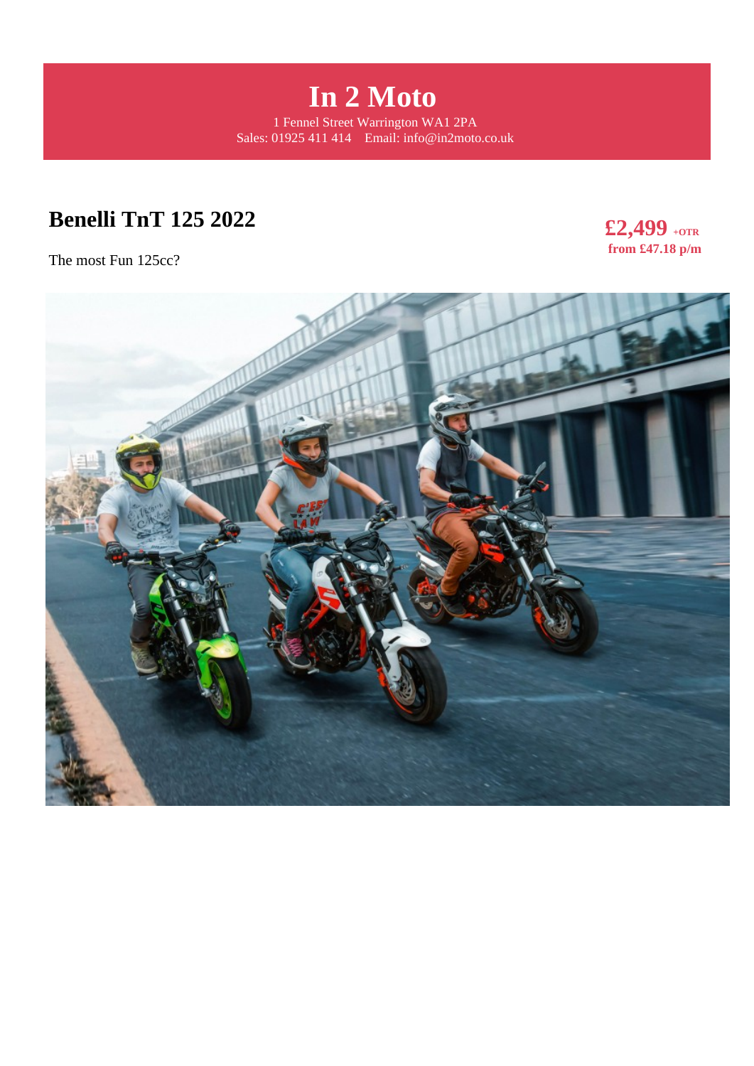# In 2 Moto

1 Fennel Street Warrington WA1 2PA
Sales: 01925 411 414    Email: info@in2moto.co.uk

## Benelli TnT 125 2022

**£2,499** +OTR
**from £47.18 p/m**

The most Fun 125cc?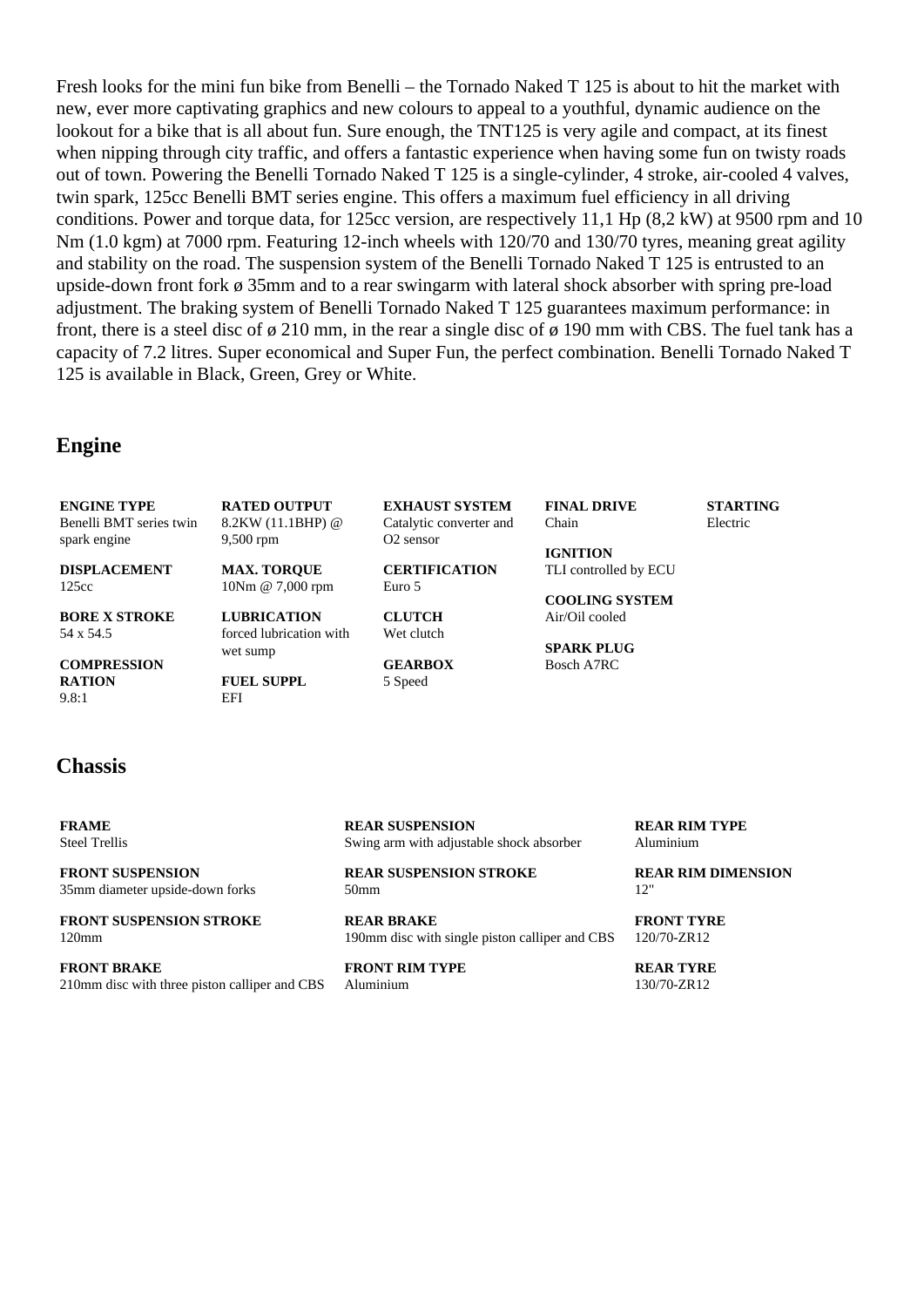Fresh looks for the mini fun bike from Benelli – the Tornado Naked T 125 is about to hit the market with new, ever more captivating graphics and new colours to appeal to a youthful, dynamic audience on the lookout for a bike that is all about fun. Sure enough, the TNT125 is very agile and compact, at its finest when nipping through city traffic, and offers a fantastic experience when having some fun on twisty roads out of town. Powering the Benelli Tornado Naked T 125 is a single-cylinder, 4 stroke, air-cooled 4 valves, twin spark, 125cc Benelli BMT series engine. This offers a maximum fuel efficiency in all driving conditions. Power and torque data, for 125cc version, are respectively 11,1 Hp (8,2 kW) at 9500 rpm and 10 Nm (1.0 kgm) at 7000 rpm. Featuring 12-inch wheels with 120/70 and 130/70 tyres, meaning great agility and stability on the road. The suspension system of the Benelli Tornado Naked T 125 is entrusted to an upside-down front fork ø 35mm and to a rear swingarm with lateral shock absorber with spring pre-load adjustment. The braking system of Benelli Tornado Naked T 125 guarantees maximum performance: in front, there is a steel disc of ø 210 mm, in the rear a single disc of ø 190 mm with CBS. The fuel tank has a capacity of 7.2 litres. Super economical and Super Fun, the perfect combination. Benelli Tornado Naked T 125 is available in Black, Green, Grey or White.

## Engine

**ENGINE TYPE**
Benelli BMT series twin spark engine

**DISPLACEMENT**
125cc

**BORE X STROKE**
54 x 54.5

**COMPRESSION RATION**
9.8:1

**RATED OUTPUT**
8.2KW (11.1BHP) @ 9,500 rpm

**MAX. TORQUE**
10Nm @ 7,000 rpm

**LUBRICATION**
forced lubrication with wet sump

**FUEL SUPPL**
EFI

**EXHAUST SYSTEM**
Catalytic converter and O2 sensor

**CERTIFICATION**
Euro 5

**CLUTCH**
Wet clutch

**GEARBOX**
5 Speed

**FINAL DRIVE**
Chain

**IGNITION**
TLI controlled by ECU

**COOLING SYSTEM**
Air/Oil cooled

**SPARK PLUG**
Bosch A7RC

**STARTING**
Electric

## Chassis

**FRAME**
Steel Trellis

**FRONT SUSPENSION**
35mm diameter upside-down forks

**FRONT SUSPENSION STROKE**
120mm

**FRONT BRAKE**
210mm disc with three piston calliper and CBS

**REAR SUSPENSION**
Swing arm with adjustable shock absorber

**REAR SUSPENSION STROKE**
50mm

**REAR BRAKE**
190mm disc with single piston calliper and CBS

**FRONT RIM TYPE**
Aluminium

**REAR RIM TYPE**
Aluminium

**REAR RIM DIMENSION**
12"

**FRONT TYRE**
120/70-ZR12

**REAR TYRE**
130/70-ZR12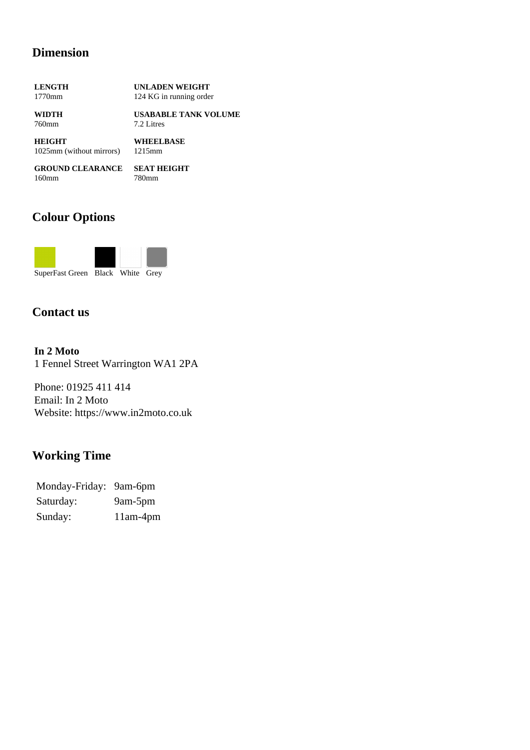## Dimension

| | |
|---|---|
| **LENGTH**<br>1770mm | **UNLADEN WEIGHT**<br>124 KG in running order |
| **WIDTH**<br>760mm | **USABABLE TANK VOLUME**<br>7.2 Litres |
| **HEIGHT**<br>1025mm (without mirrors) | **WHEELBASE**<br>1215mm |
| **GROUND CLEARANCE**<br>160mm | **SEAT HEIGHT**<br>780mm |

## Colour Options

SuperFast Green Black White Grey

## Contact us

**In 2 Moto**
1 Fennel Street Warrington WA1 2PA

Phone: 01925 411 414
Email: In 2 Moto
Website: https://www.in2moto.co.uk

## Working Time

| | |
|---|---|
| Monday-Friday: | 9am-6pm |
| Saturday: | 9am-5pm |
| Sunday: | 11am-4pm |